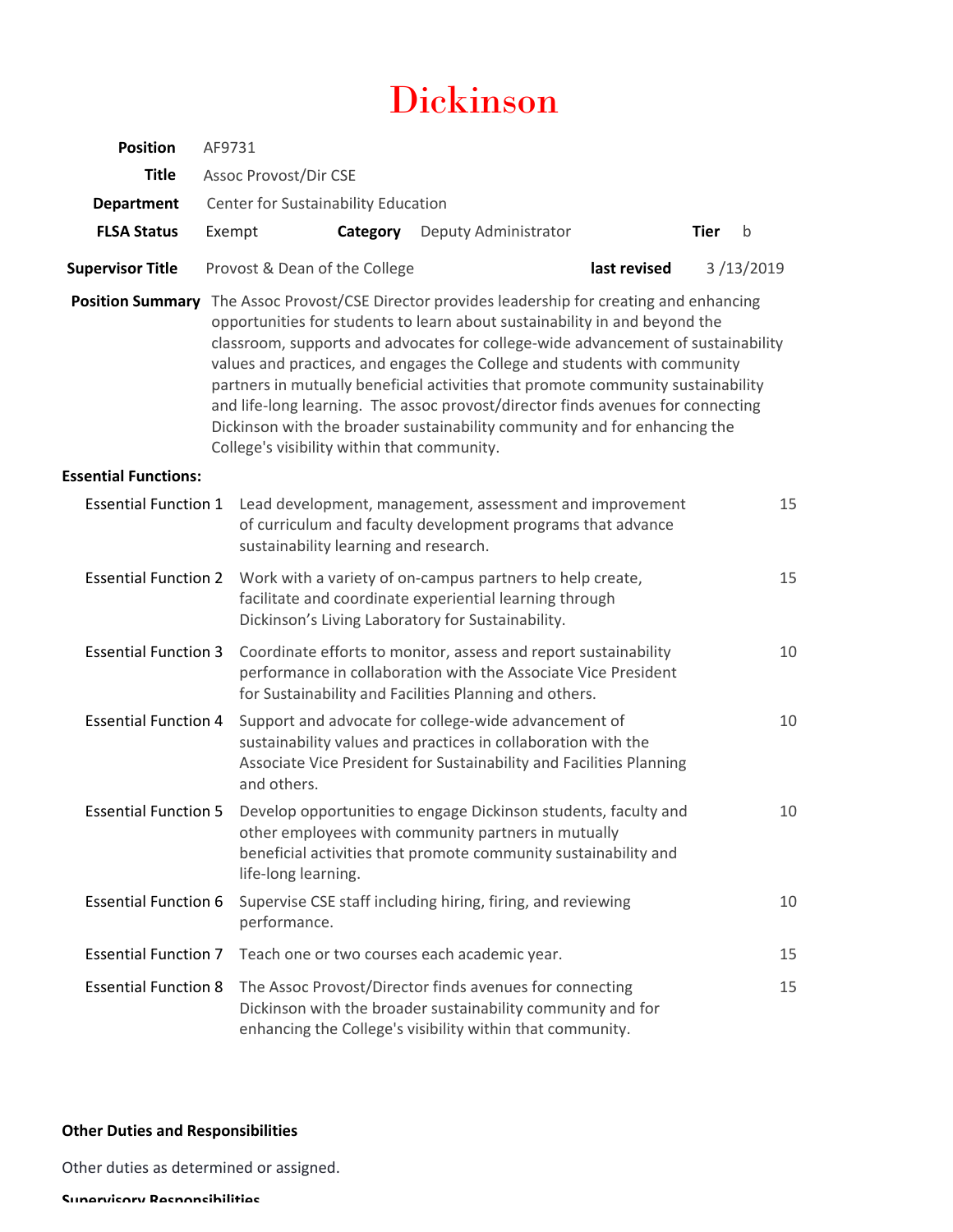# Dickinson

| | | | | | |
|---|---|---|---|---|---|
| **Position** | AF9731 | | | | |
| **Title** | Assoc Provost/Dir CSE | | | | |
| **Department** | Center for Sustainability Education | | | | |
| **FLSA Status** | Exempt | **Category** | Deputy Administrator | **Tier** | b |
| **Supervisor Title** | Provost & Dean of the College | | | **last revised** | 3 /13/2019 |

**Position Summary** The Assoc Provost/CSE Director provides leadership for creating and enhancing opportunities for students to learn about sustainability in and beyond the classroom, supports and advocates for college-wide advancement of sustainability values and practices, and engages the College and students with community partners in mutually beneficial activities that promote community sustainability and life-long learning. The assoc provost/director finds avenues for connecting Dickinson with the broader sustainability community and for enhancing the College's visibility within that community.

**Essential Functions:**

| | | |
|---|---|---|
| Essential Function 1 | Lead development, management, assessment and improvement of curriculum and faculty development programs that advance sustainability learning and research. | 15 |
| Essential Function 2 | Work with a variety of on-campus partners to help create, facilitate and coordinate experiential learning through Dickinson's Living Laboratory for Sustainability. | 15 |
| Essential Function 3 | Coordinate efforts to monitor, assess and report sustainability performance in collaboration with the Associate Vice President for Sustainability and Facilities Planning and others. | 10 |
| Essential Function 4 | Support and advocate for college-wide advancement of sustainability values and practices in collaboration with the Associate Vice President for Sustainability and Facilities Planning and others. | 10 |
| Essential Function 5 | Develop opportunities to engage Dickinson students, faculty and other employees with community partners in mutually beneficial activities that promote community sustainability and life-long learning. | 10 |
| Essential Function 6 | Supervise CSE staff including hiring, firing, and reviewing performance. | 10 |
| Essential Function 7 | Teach one or two courses each academic year. | 15 |
| Essential Function 8 | The Assoc Provost/Director finds avenues for connecting Dickinson with the broader sustainability community and for enhancing the College's visibility within that community. | 15 |

**Other Duties and Responsibilities**

Other duties as determined or assigned.

**Supervisory Responsibilities**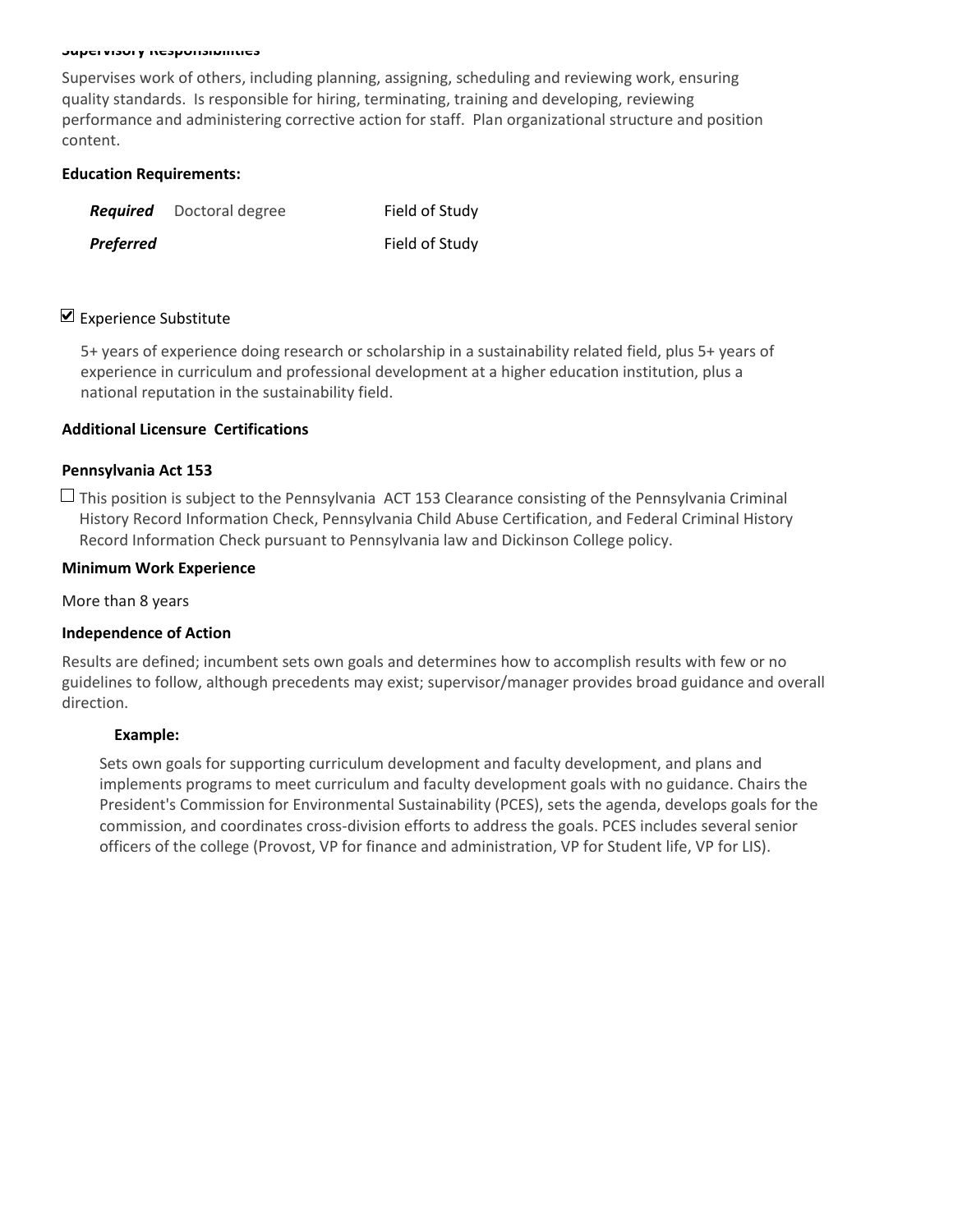**Supervisory Responsibilities**

Supervises work of others, including planning, assigning, scheduling and reviewing work, ensuring quality standards. Is responsible for hiring, terminating, training and developing, reviewing performance and administering corrective action for staff. Plan organizational structure and position content.

**Education Requirements:**

| | | |
|---|---|---|
| ***Required*** | Doctoral degree | Field of Study |
| ***Preferred*** | | Field of Study |

☑ Experience Substitute

5+ years of experience doing research or scholarship in a sustainability related field, plus 5+ years of experience in curriculum and professional development at a higher education institution, plus a national reputation in the sustainability field.

**Additional Licensure Certifications**

**Pennsylvania Act 153**

☐ This position is subject to the Pennsylvania ACT 153 Clearance consisting of the Pennsylvania Criminal History Record Information Check, Pennsylvania Child Abuse Certification, and Federal Criminal History Record Information Check pursuant to Pennsylvania law and Dickinson College policy.

**Minimum Work Experience**

More than 8 years

**Independence of Action**

Results are defined; incumbent sets own goals and determines how to accomplish results with few or no guidelines to follow, although precedents may exist; supervisor/manager provides broad guidance and overall direction.

**Example:**

Sets own goals for supporting curriculum development and faculty development, and plans and implements programs to meet curriculum and faculty development goals with no guidance. Chairs the President's Commission for Environmental Sustainability (PCES), sets the agenda, develops goals for the commission, and coordinates cross-division efforts to address the goals. PCES includes several senior officers of the college (Provost, VP for finance and administration, VP for Student life, VP for LIS).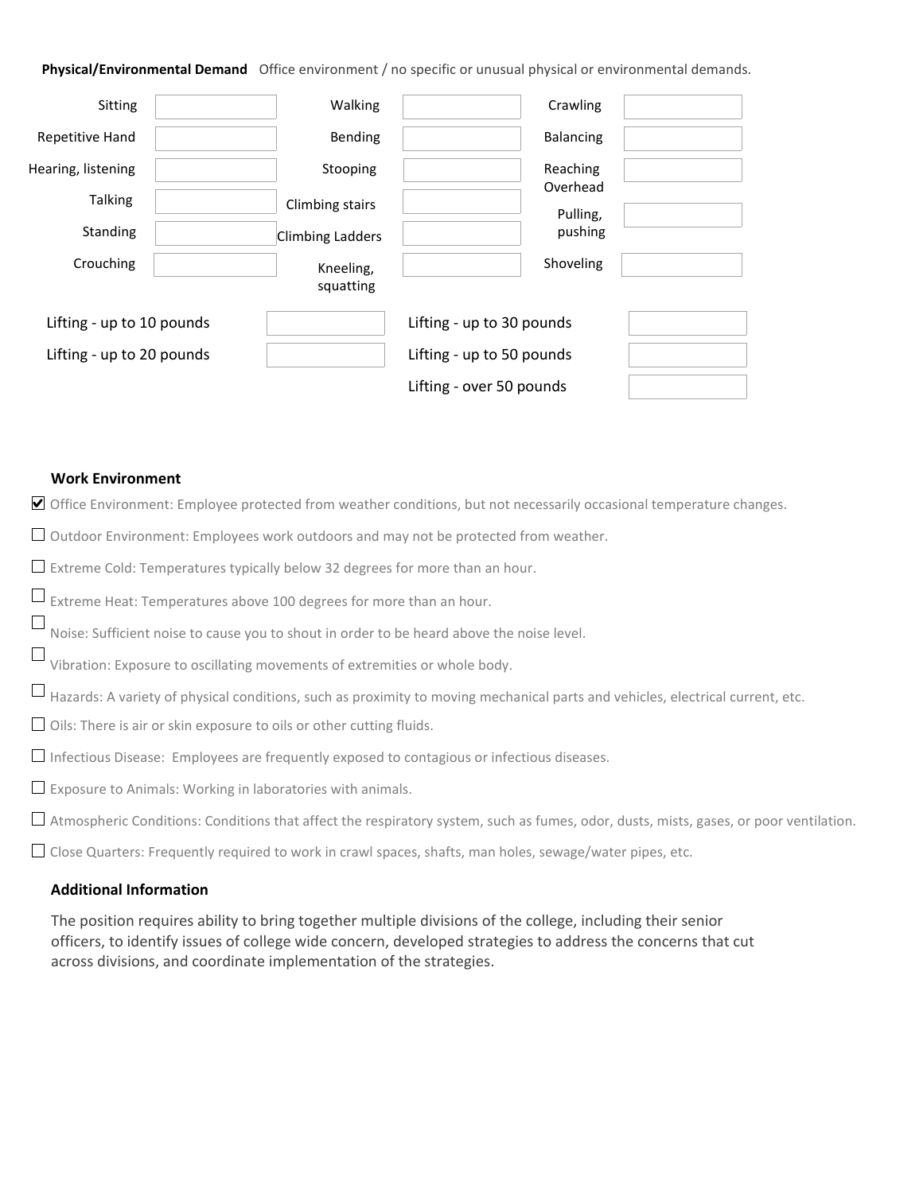**Physical/Environmental Demand** Office environment / no specific or unusual physical or environmental demands.

| | | | | | |
|---|---|---|---|---|---|
| Sitting | | Walking | | Crawling | |
| Repetitive Hand | | Bending | | Balancing | |
| Hearing, listening | | Stooping | | Reaching Overhead | |
| Talking | | Climbing stairs | | Pulling, pushing | |
| Standing | | Climbing Ladders | | | |
| Crouching | | Kneeling, squatting | | Shoveling | |

| | | | |
|---|---|---|---|
| Lifting - up to 10 pounds | | Lifting - up to 30 pounds | |
| Lifting - up to 20 pounds | | Lifting - up to 50 pounds | |
| | | Lifting - over 50 pounds | |

### Work Environment

- ☑ Office Environment: Employee protected from weather conditions, but not necessarily occasional temperature changes.
- ☐ Outdoor Environment: Employees work outdoors and may not be protected from weather.
- ☐ Extreme Cold: Temperatures typically below 32 degrees for more than an hour.
- ☐ Extreme Heat: Temperatures above 100 degrees for more than an hour.
- ☐ Noise: Sufficient noise to cause you to shout in order to be heard above the noise level.
- ☐ Vibration: Exposure to oscillating movements of extremities or whole body.
- ☐ Hazards: A variety of physical conditions, such as proximity to moving mechanical parts and vehicles, electrical current, etc.
- ☐ Oils: There is air or skin exposure to oils or other cutting fluids.
- ☐ Infectious Disease: Employees are frequently exposed to contagious or infectious diseases.
- ☐ Exposure to Animals: Working in laboratories with animals.
- ☐ Atmospheric Conditions: Conditions that affect the respiratory system, such as fumes, odor, dusts, mists, gases, or poor ventilation.
- ☐ Close Quarters: Frequently required to work in crawl spaces, shafts, man holes, sewage/water pipes, etc.

### Additional Information

The position requires ability to bring together multiple divisions of the college, including their senior officers, to identify issues of college wide concern, developed strategies to address the concerns that cut across divisions, and coordinate implementation of the strategies.